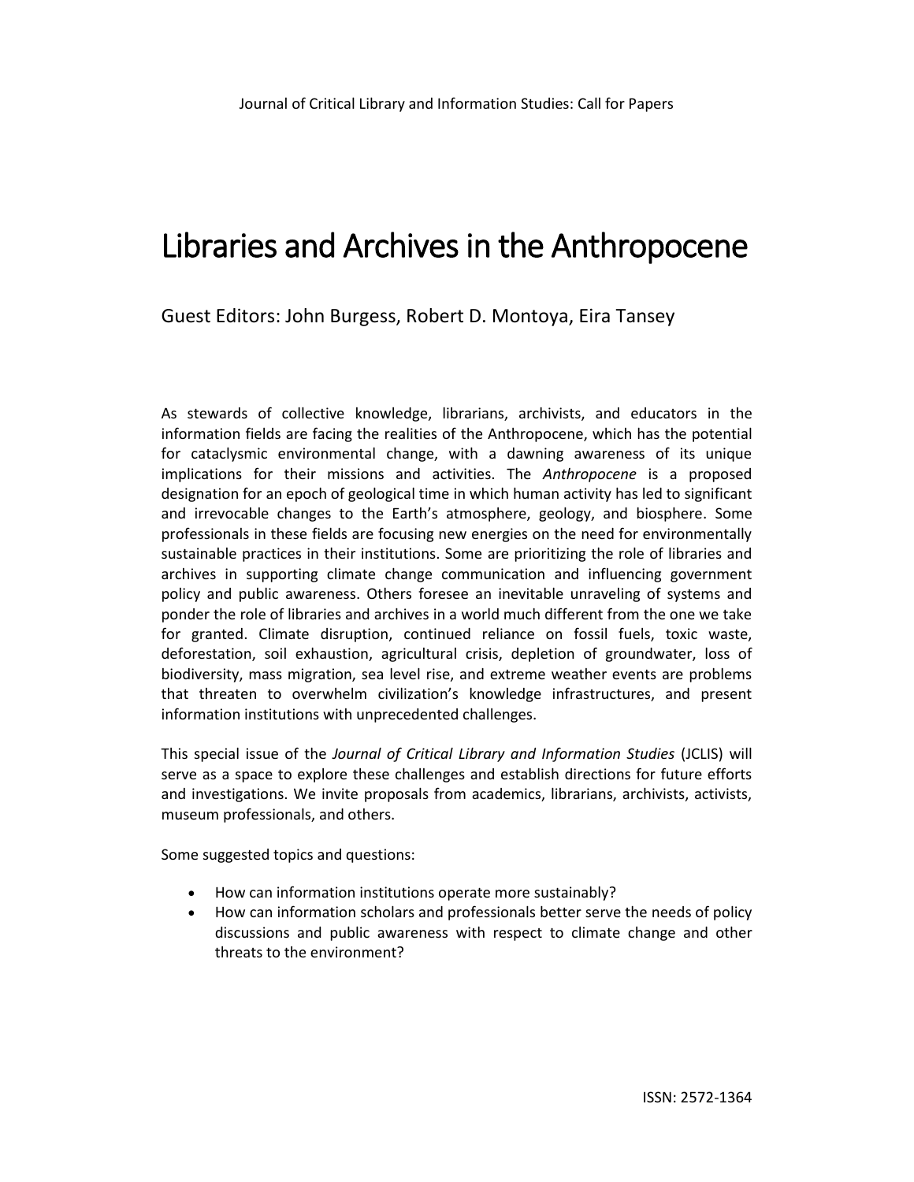Journal of Critical Library and Information Studies: Call for Papers

# Libraries and Archives in the Anthropocene

Guest Editors: John Burgess, Robert D. Montoya, Eira Tansey

As stewards of collective knowledge, librarians, archivists, and educators in the information fields are facing the realities of the Anthropocene, which has the potential for cataclysmic environmental change, with a dawning awareness of its unique implications for their missions and activities. The *Anthropocene* is a proposed designation for an epoch of geological time in which human activity has led to significant and irrevocable changes to the Earth's atmosphere, geology, and biosphere. Some professionals in these fields are focusing new energies on the need for environmentally sustainable practices in their institutions. Some are prioritizing the role of libraries and archives in supporting climate change communication and influencing government policy and public awareness. Others foresee an inevitable unraveling of systems and ponder the role of libraries and archives in a world much different from the one we take for granted. Climate disruption, continued reliance on fossil fuels, toxic waste, deforestation, soil exhaustion, agricultural crisis, depletion of groundwater, loss of biodiversity, mass migration, sea level rise, and extreme weather events are problems that threaten to overwhelm civilization's knowledge infrastructures, and present information institutions with unprecedented challenges.

This special issue of the *Journal of Critical Library and Information Studies* (JCLIS) will serve as a space to explore these challenges and establish directions for future efforts and investigations. We invite proposals from academics, librarians, archivists, activists, museum professionals, and others.

Some suggested topics and questions:

- How can information institutions operate more sustainably?
- How can information scholars and professionals better serve the needs of policy discussions and public awareness with respect to climate change and other threats to the environment?

ISSN: 2572-1364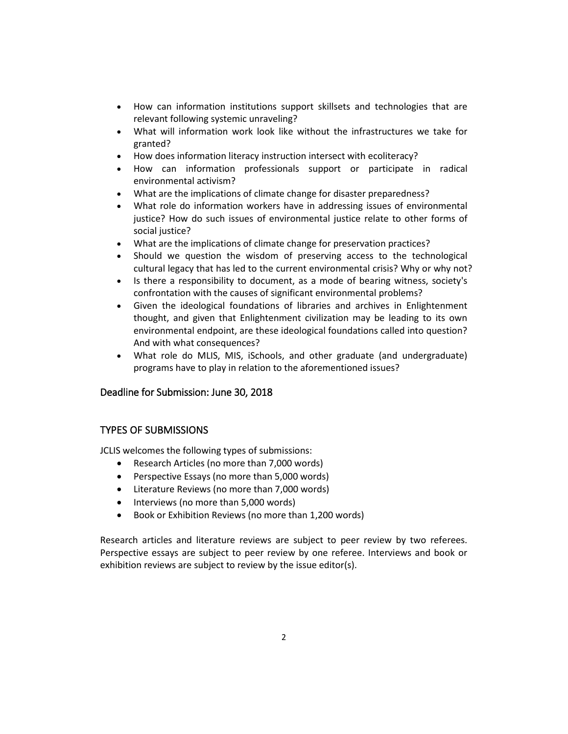- How can information institutions support skillsets and technologies that are relevant following systemic unraveling?
- What will information work look like without the infrastructures we take for granted?
- How does information literacy instruction intersect with ecoliteracy?
- How can information professionals support or participate in radical environmental activism?
- What are the implications of climate change for disaster preparedness?
- What role do information workers have in addressing issues of environmental justice? How do such issues of environmental justice relate to other forms of social justice?
- What are the implications of climate change for preservation practices?
- Should we question the wisdom of preserving access to the technological cultural legacy that has led to the current environmental crisis? Why or why not?
- Is there a responsibility to document, as a mode of bearing witness, society's confrontation with the causes of significant environmental problems?
- Given the ideological foundations of libraries and archives in Enlightenment thought, and given that Enlightenment civilization may be leading to its own environmental endpoint, are these ideological foundations called into question? And with what consequences?
- What role do MLIS, MIS, iSchools, and other graduate (and undergraduate) programs have to play in relation to the aforementioned issues?

## Deadline for Submission: June 30, 2018

## TYPES OF SUBMISSIONS

JCLIS welcomes the following types of submissions:

- Research Articles (no more than 7,000 words)
- Perspective Essays (no more than 5,000 words)
- Literature Reviews (no more than 7,000 words)
- Interviews (no more than 5,000 words)
- Book or Exhibition Reviews (no more than 1,200 words)

Research articles and literature reviews are subject to peer review by two referees. Perspective essays are subject to peer review by one referee. Interviews and book or exhibition reviews are subject to review by the issue editor(s).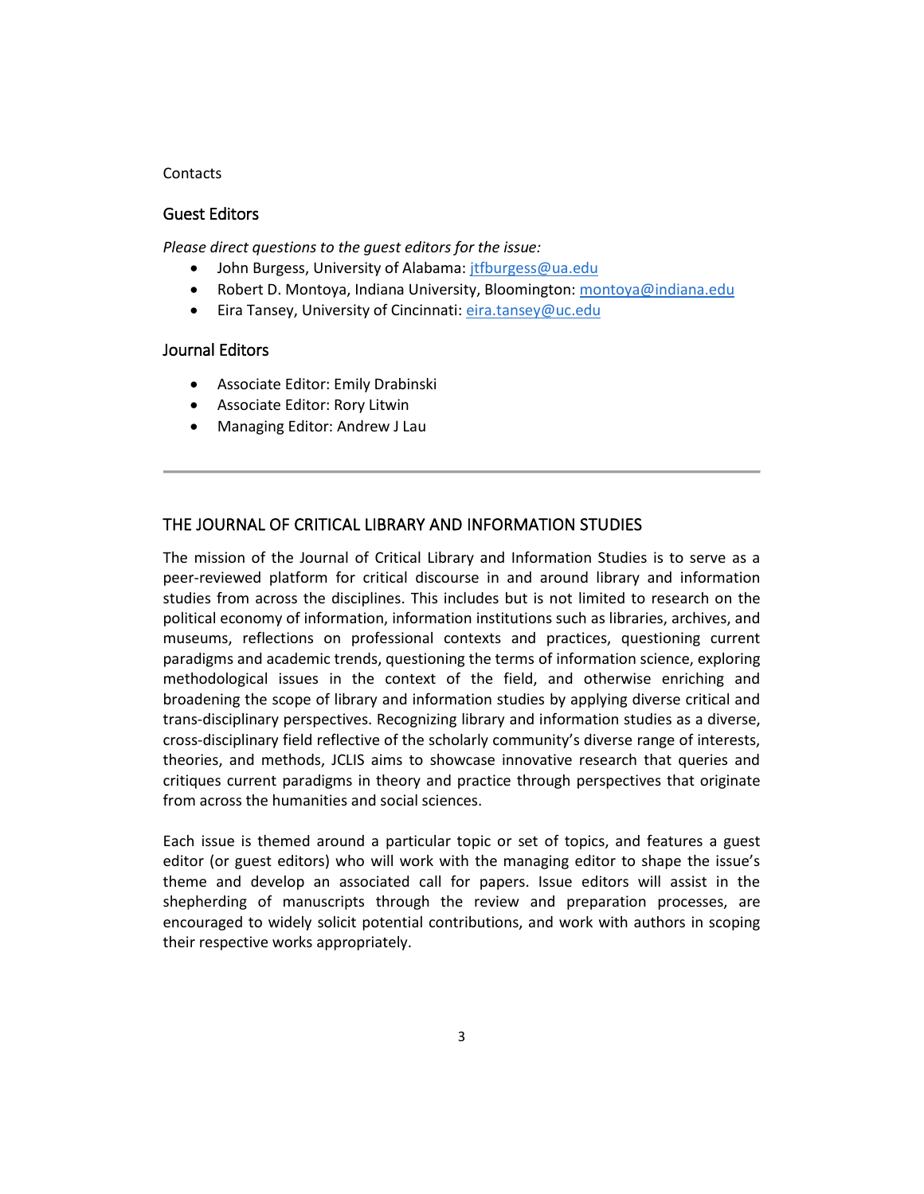Contacts

## Guest Editors

*Please direct questions to the guest editors for the issue:*

- John Burgess, University of Alabama: jtfburgess@ua.edu
- Robert D. Montoya, Indiana University, Bloomington: montoya@indiana.edu
- Eira Tansey, University of Cincinnati: eira.tansey@uc.edu

## Journal Editors

- Associate Editor: Emily Drabinski
- Associate Editor: Rory Litwin
- Managing Editor: Andrew J Lau

---

## THE JOURNAL OF CRITICAL LIBRARY AND INFORMATION STUDIES

The mission of the Journal of Critical Library and Information Studies is to serve as a peer-reviewed platform for critical discourse in and around library and information studies from across the disciplines. This includes but is not limited to research on the political economy of information, information institutions such as libraries, archives, and museums, reflections on professional contexts and practices, questioning current paradigms and academic trends, questioning the terms of information science, exploring methodological issues in the context of the field, and otherwise enriching and broadening the scope of library and information studies by applying diverse critical and trans-disciplinary perspectives. Recognizing library and information studies as a diverse, cross-disciplinary field reflective of the scholarly community's diverse range of interests, theories, and methods, JCLIS aims to showcase innovative research that queries and critiques current paradigms in theory and practice through perspectives that originate from across the humanities and social sciences.

Each issue is themed around a particular topic or set of topics, and features a guest editor (or guest editors) who will work with the managing editor to shape the issue's theme and develop an associated call for papers. Issue editors will assist in the shepherding of manuscripts through the review and preparation processes, are encouraged to widely solicit potential contributions, and work with authors in scoping their respective works appropriately.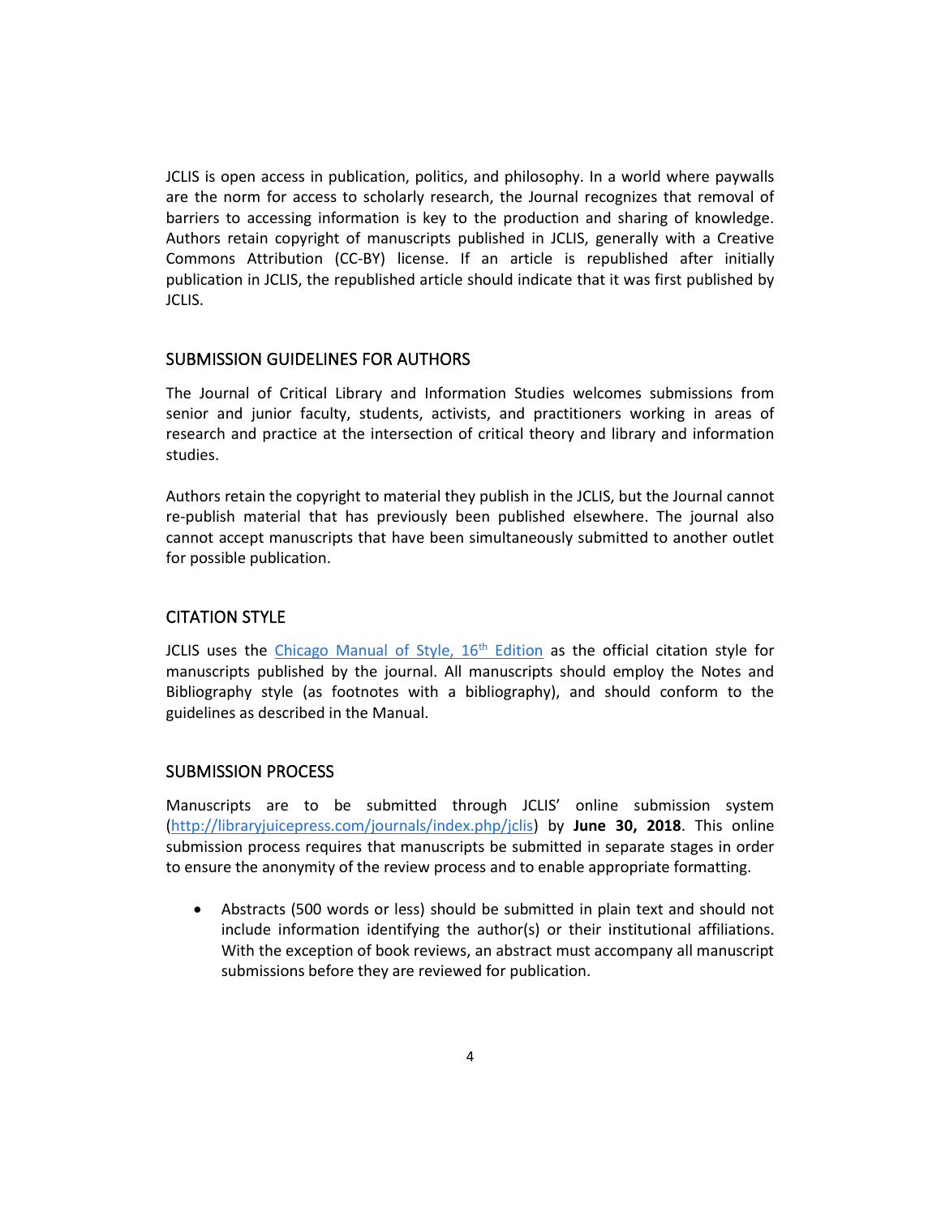JCLIS is open access in publication, politics, and philosophy. In a world where paywalls are the norm for access to scholarly research, the Journal recognizes that removal of barriers to accessing information is key to the production and sharing of knowledge. Authors retain copyright of manuscripts published in JCLIS, generally with a Creative Commons Attribution (CC-BY) license. If an article is republished after initially publication in JCLIS, the republished article should indicate that it was first published by JCLIS.

## SUBMISSION GUIDELINES FOR AUTHORS

The Journal of Critical Library and Information Studies welcomes submissions from senior and junior faculty, students, activists, and practitioners working in areas of research and practice at the intersection of critical theory and library and information studies.

Authors retain the copyright to material they publish in the JCLIS, but the Journal cannot re-publish material that has previously been published elsewhere. The journal also cannot accept manuscripts that have been simultaneously submitted to another outlet for possible publication.

## CITATION STYLE

JCLIS uses the Chicago Manual of Style, 16th Edition as the official citation style for manuscripts published by the journal. All manuscripts should employ the Notes and Bibliography style (as footnotes with a bibliography), and should conform to the guidelines as described in the Manual.

## SUBMISSION PROCESS

Manuscripts are to be submitted through JCLIS' online submission system (http://libraryjuicepress.com/journals/index.php/jclis) by **June 30, 2018**. This online submission process requires that manuscripts be submitted in separate stages in order to ensure the anonymity of the review process and to enable appropriate formatting.

- Abstracts (500 words or less) should be submitted in plain text and should not include information identifying the author(s) or their institutional affiliations. With the exception of book reviews, an abstract must accompany all manuscript submissions before they are reviewed for publication.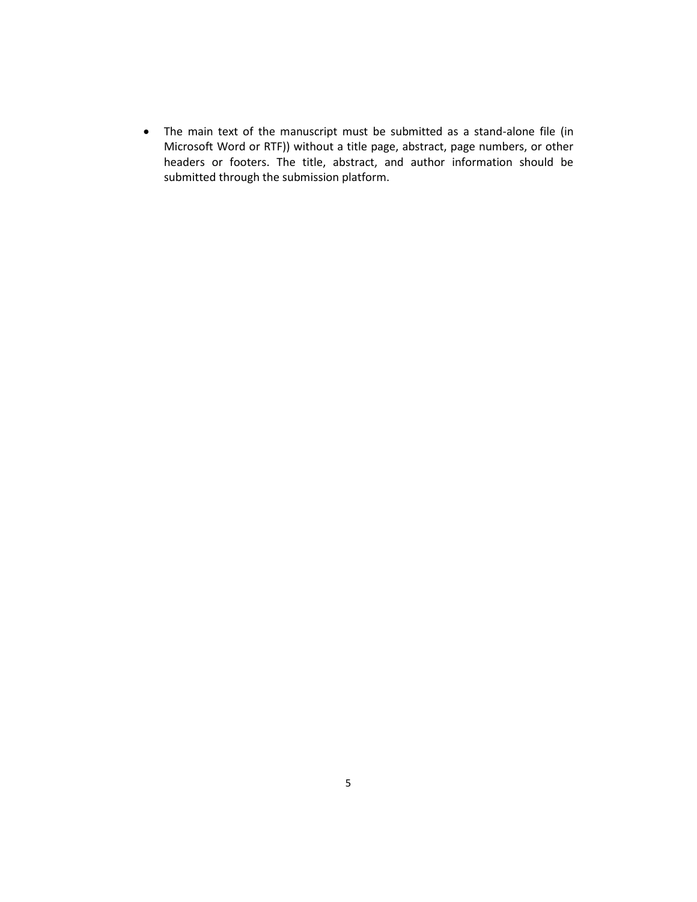- The main text of the manuscript must be submitted as a stand-alone file (in Microsoft Word or RTF)) without a title page, abstract, page numbers, or other headers or footers. The title, abstract, and author information should be submitted through the submission platform.